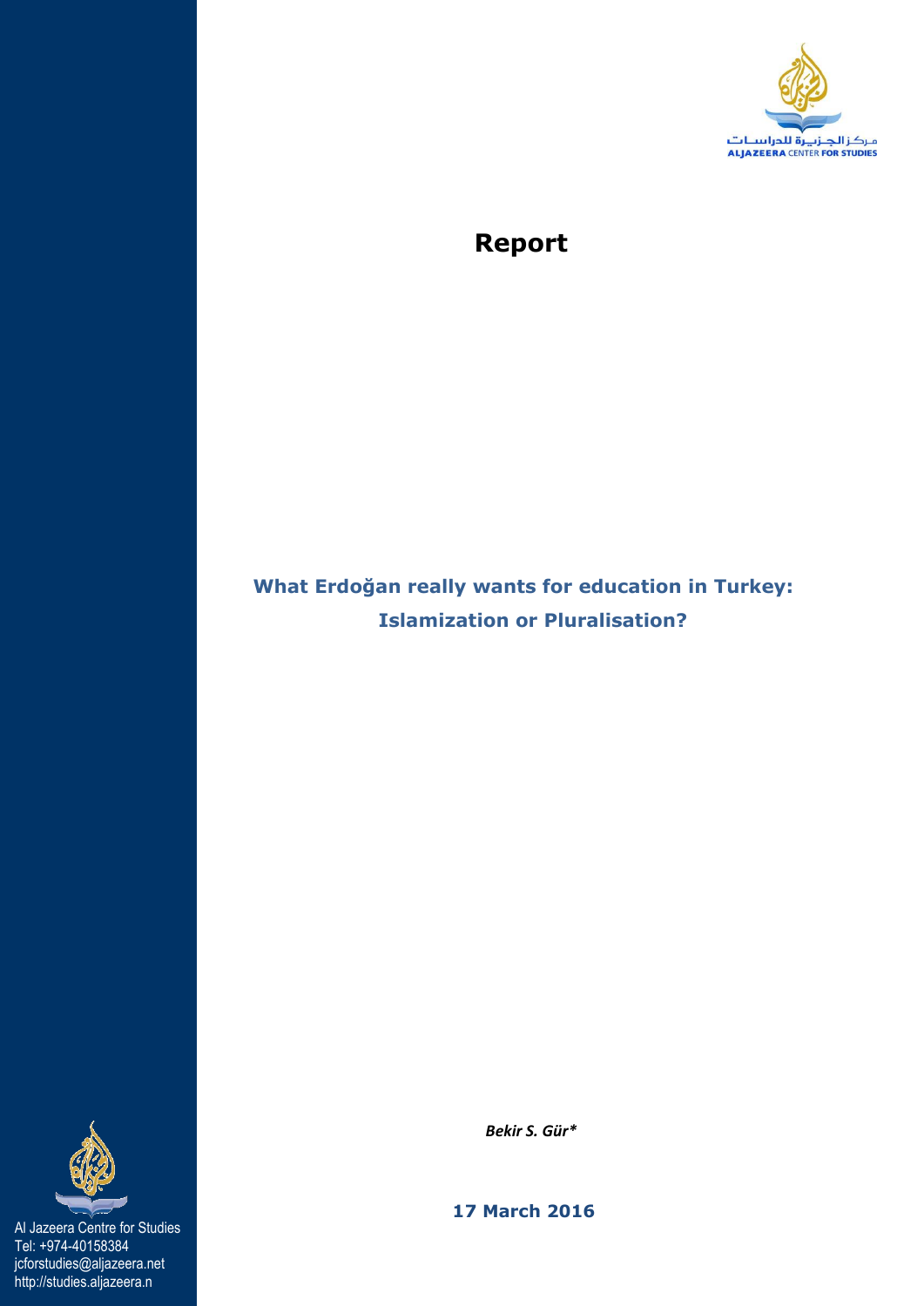مـركـز الجـزيـرة للدراسـات
ALJAZEERA CENTER FOR STUDIES

# Report

## What Erdoğan really wants for education in Turkey: Islamization or Pluralisation?

*Bekir S. Gür**

**17 March 2016**

Al Jazeera Centre for Studies
Tel: +974-40158384
jcforstudies@aljazeera.net
http://studies.aljazeera.n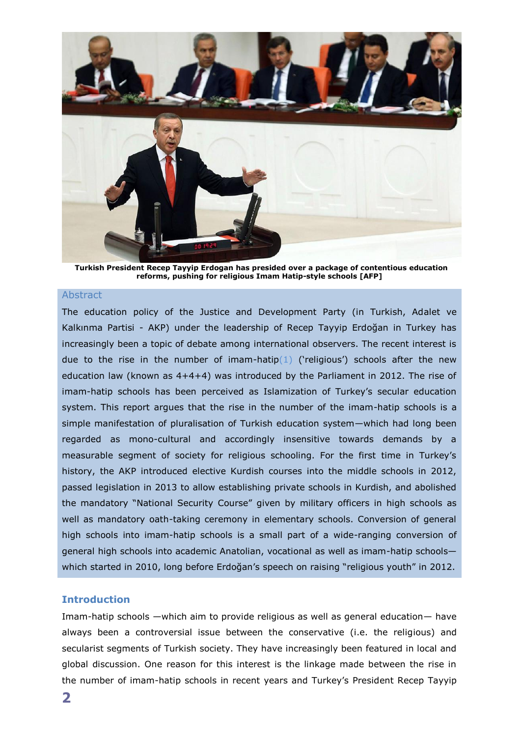**Turkish President Recep Tayyip Erdogan has presided over a package of contentious education reforms, pushing for religious Imam Hatip-style schools [AFP]**

## Abstract

The education policy of the Justice and Development Party (in Turkish, Adalet ve Kalkınma Partisi - AKP) under the leadership of Recep Tayyip Erdoğan in Turkey has increasingly been a topic of debate among international observers. The recent interest is due to the rise in the number of imam-hatip(1) ('religious') schools after the new education law (known as 4+4+4) was introduced by the Parliament in 2012. The rise of imam-hatip schools has been perceived as Islamization of Turkey's secular education system. This report argues that the rise in the number of the imam-hatip schools is a simple manifestation of pluralisation of Turkish education system—which had long been regarded as mono-cultural and accordingly insensitive towards demands by a measurable segment of society for religious schooling. For the first time in Turkey's history, the AKP introduced elective Kurdish courses into the middle schools in 2012, passed legislation in 2013 to allow establishing private schools in Kurdish, and abolished the mandatory "National Security Course" given by military officers in high schools as well as mandatory oath-taking ceremony in elementary schools. Conversion of general high schools into imam-hatip schools is a small part of a wide-ranging conversion of general high schools into academic Anatolian, vocational as well as imam-hatip schools—which started in 2010, long before Erdoğan's speech on raising "religious youth" in 2012.

## Introduction

Imam-hatip schools —which aim to provide religious as well as general education— have always been a controversial issue between the conservative (i.e. the religious) and secularist segments of Turkish society. They have increasingly been featured in local and global discussion. One reason for this interest is the linkage made between the rise in the number of imam-hatip schools in recent years and Turkey's President Recep Tayyip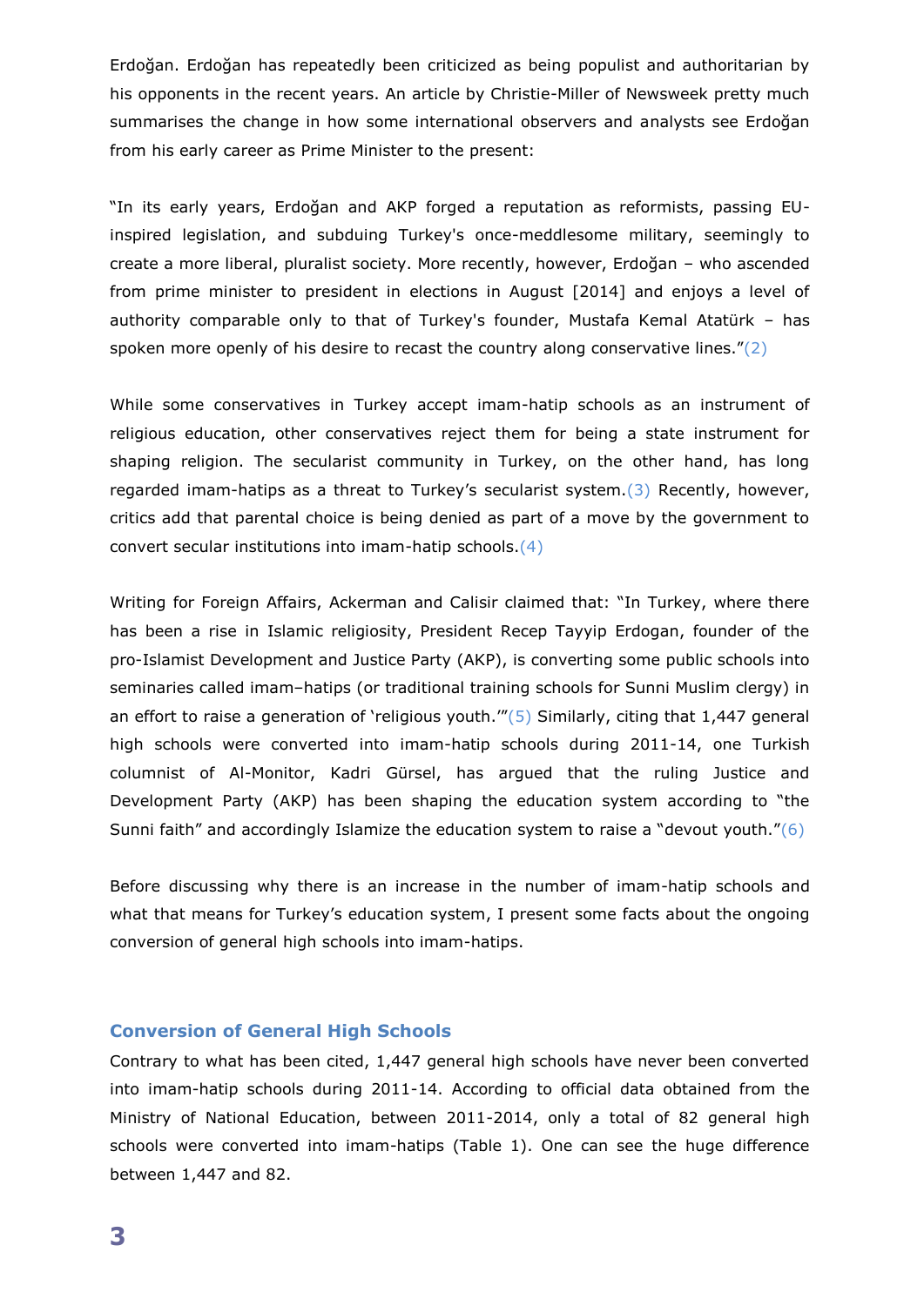Erdoğan. Erdoğan has repeatedly been criticized as being populist and authoritarian by his opponents in the recent years. An article by Christie-Miller of Newsweek pretty much summarises the change in how some international observers and analysts see Erdoğan from his early career as Prime Minister to the present:

"In its early years, Erdoğan and AKP forged a reputation as reformists, passing EU-inspired legislation, and subduing Turkey's once-meddlesome military, seemingly to create a more liberal, pluralist society. More recently, however, Erdoğan – who ascended from prime minister to president in elections in August [2014] and enjoys a level of authority comparable only to that of Turkey's founder, Mustafa Kemal Atatürk – has spoken more openly of his desire to recast the country along conservative lines."(2)

While some conservatives in Turkey accept imam-hatip schools as an instrument of religious education, other conservatives reject them for being a state instrument for shaping religion. The secularist community in Turkey, on the other hand, has long regarded imam-hatips as a threat to Turkey's secularist system.(3) Recently, however, critics add that parental choice is being denied as part of a move by the government to convert secular institutions into imam-hatip schools.(4)

Writing for Foreign Affairs, Ackerman and Calisir claimed that: "In Turkey, where there has been a rise in Islamic religiosity, President Recep Tayyip Erdogan, founder of the pro-Islamist Development and Justice Party (AKP), is converting some public schools into seminaries called imam–hatips (or traditional training schools for Sunni Muslim clergy) in an effort to raise a generation of 'religious youth.'"(5) Similarly, citing that 1,447 general high schools were converted into imam-hatip schools during 2011-14, one Turkish columnist of Al-Monitor, Kadri Gürsel, has argued that the ruling Justice and Development Party (AKP) has been shaping the education system according to "the Sunni faith" and accordingly Islamize the education system to raise a "devout youth."(6)

Before discussing why there is an increase in the number of imam-hatip schools and what that means for Turkey's education system, I present some facts about the ongoing conversion of general high schools into imam-hatips.

## Conversion of General High Schools

Contrary to what has been cited, 1,447 general high schools have never been converted into imam-hatip schools during 2011-14. According to official data obtained from the Ministry of National Education, between 2011-2014, only a total of 82 general high schools were converted into imam-hatips (Table 1). One can see the huge difference between 1,447 and 82.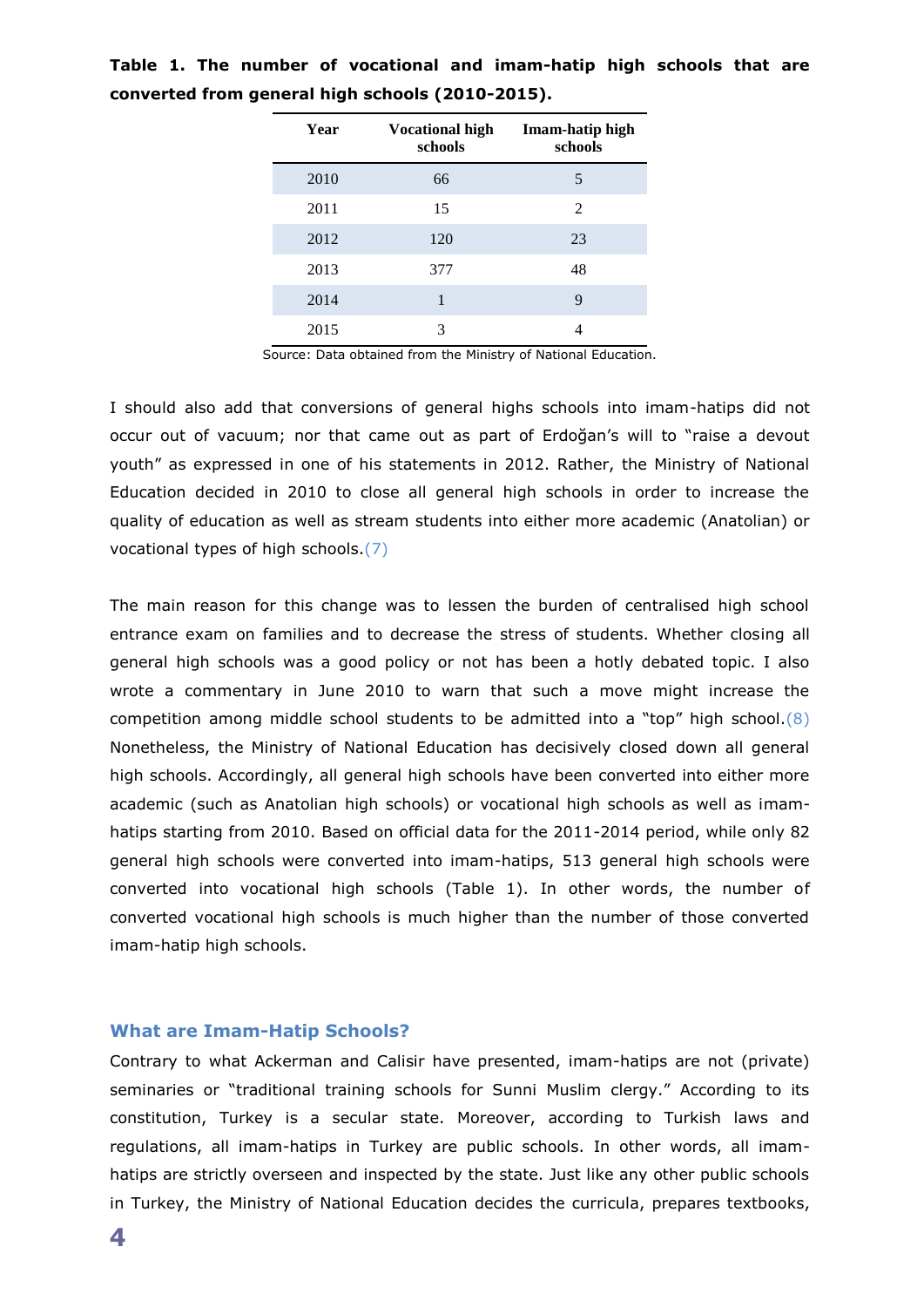**Table 1. The number of vocational and imam-hatip high schools that are converted from general high schools (2010-2015).**

| Year | Vocational high schools | Imam-hatip high schools |
|---|---|---|
| 2010 | 66 | 5 |
| 2011 | 15 | 2 |
| 2012 | 120 | 23 |
| 2013 | 377 | 48 |
| 2014 | 1 | 9 |
| 2015 | 3 | 4 |

Source: Data obtained from the Ministry of National Education.

I should also add that conversions of general highs schools into imam-hatips did not occur out of vacuum; nor that came out as part of Erdoğan's will to "raise a devout youth" as expressed in one of his statements in 2012. Rather, the Ministry of National Education decided in 2010 to close all general high schools in order to increase the quality of education as well as stream students into either more academic (Anatolian) or vocational types of high schools.(7)

The main reason for this change was to lessen the burden of centralised high school entrance exam on families and to decrease the stress of students. Whether closing all general high schools was a good policy or not has been a hotly debated topic. I also wrote a commentary in June 2010 to warn that such a move might increase the competition among middle school students to be admitted into a "top" high school.(8) Nonetheless, the Ministry of National Education has decisively closed down all general high schools. Accordingly, all general high schools have been converted into either more academic (such as Anatolian high schools) or vocational high schools as well as imam-hatips starting from 2010. Based on official data for the 2011-2014 period, while only 82 general high schools were converted into imam-hatips, 513 general high schools were converted into vocational high schools (Table 1). In other words, the number of converted vocational high schools is much higher than the number of those converted imam-hatip high schools.

## What are Imam-Hatip Schools?

Contrary to what Ackerman and Calisir have presented, imam-hatips are not (private) seminaries or "traditional training schools for Sunni Muslim clergy." According to its constitution, Turkey is a secular state. Moreover, according to Turkish laws and regulations, all imam-hatips in Turkey are public schools. In other words, all imam-hatips are strictly overseen and inspected by the state. Just like any other public schools in Turkey, the Ministry of National Education decides the curricula, prepares textbooks,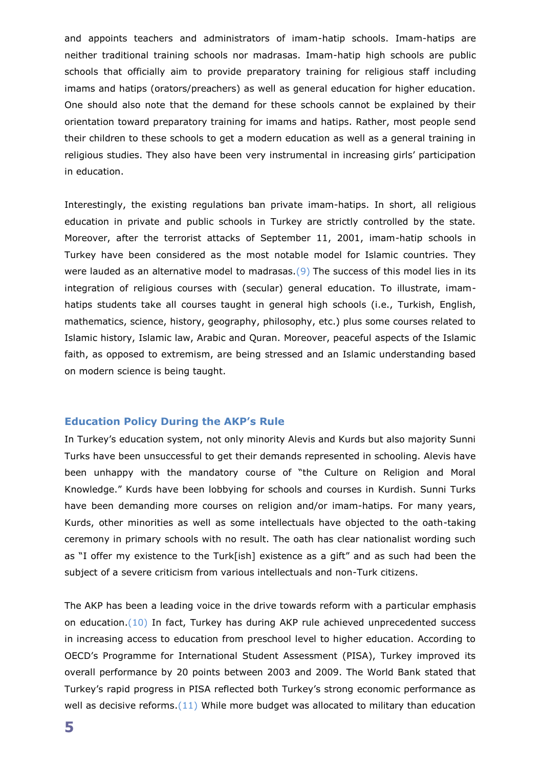and appoints teachers and administrators of imam-hatip schools. Imam-hatips are neither traditional training schools nor madrasas. Imam-hatip high schools are public schools that officially aim to provide preparatory training for religious staff including imams and hatips (orators/preachers) as well as general education for higher education. One should also note that the demand for these schools cannot be explained by their orientation toward preparatory training for imams and hatips. Rather, most people send their children to these schools to get a modern education as well as a general training in religious studies. They also have been very instrumental in increasing girls' participation in education.

Interestingly, the existing regulations ban private imam-hatips. In short, all religious education in private and public schools in Turkey are strictly controlled by the state. Moreover, after the terrorist attacks of September 11, 2001, imam-hatip schools in Turkey have been considered as the most notable model for Islamic countries. They were lauded as an alternative model to madrasas.(9) The success of this model lies in its integration of religious courses with (secular) general education. To illustrate, imam-hatips students take all courses taught in general high schools (i.e., Turkish, English, mathematics, science, history, geography, philosophy, etc.) plus some courses related to Islamic history, Islamic law, Arabic and Quran. Moreover, peaceful aspects of the Islamic faith, as opposed to extremism, are being stressed and an Islamic understanding based on modern science is being taught.

## Education Policy During the AKP's Rule

In Turkey's education system, not only minority Alevis and Kurds but also majority Sunni Turks have been unsuccessful to get their demands represented in schooling. Alevis have been unhappy with the mandatory course of "the Culture on Religion and Moral Knowledge." Kurds have been lobbying for schools and courses in Kurdish. Sunni Turks have been demanding more courses on religion and/or imam-hatips. For many years, Kurds, other minorities as well as some intellectuals have objected to the oath-taking ceremony in primary schools with no result. The oath has clear nationalist wording such as "I offer my existence to the Turk[ish] existence as a gift" and as such had been the subject of a severe criticism from various intellectuals and non-Turk citizens.

The AKP has been a leading voice in the drive towards reform with a particular emphasis on education.(10) In fact, Turkey has during AKP rule achieved unprecedented success in increasing access to education from preschool level to higher education. According to OECD's Programme for International Student Assessment (PISA), Turkey improved its overall performance by 20 points between 2003 and 2009. The World Bank stated that Turkey's rapid progress in PISA reflected both Turkey's strong economic performance as well as decisive reforms.(11) While more budget was allocated to military than education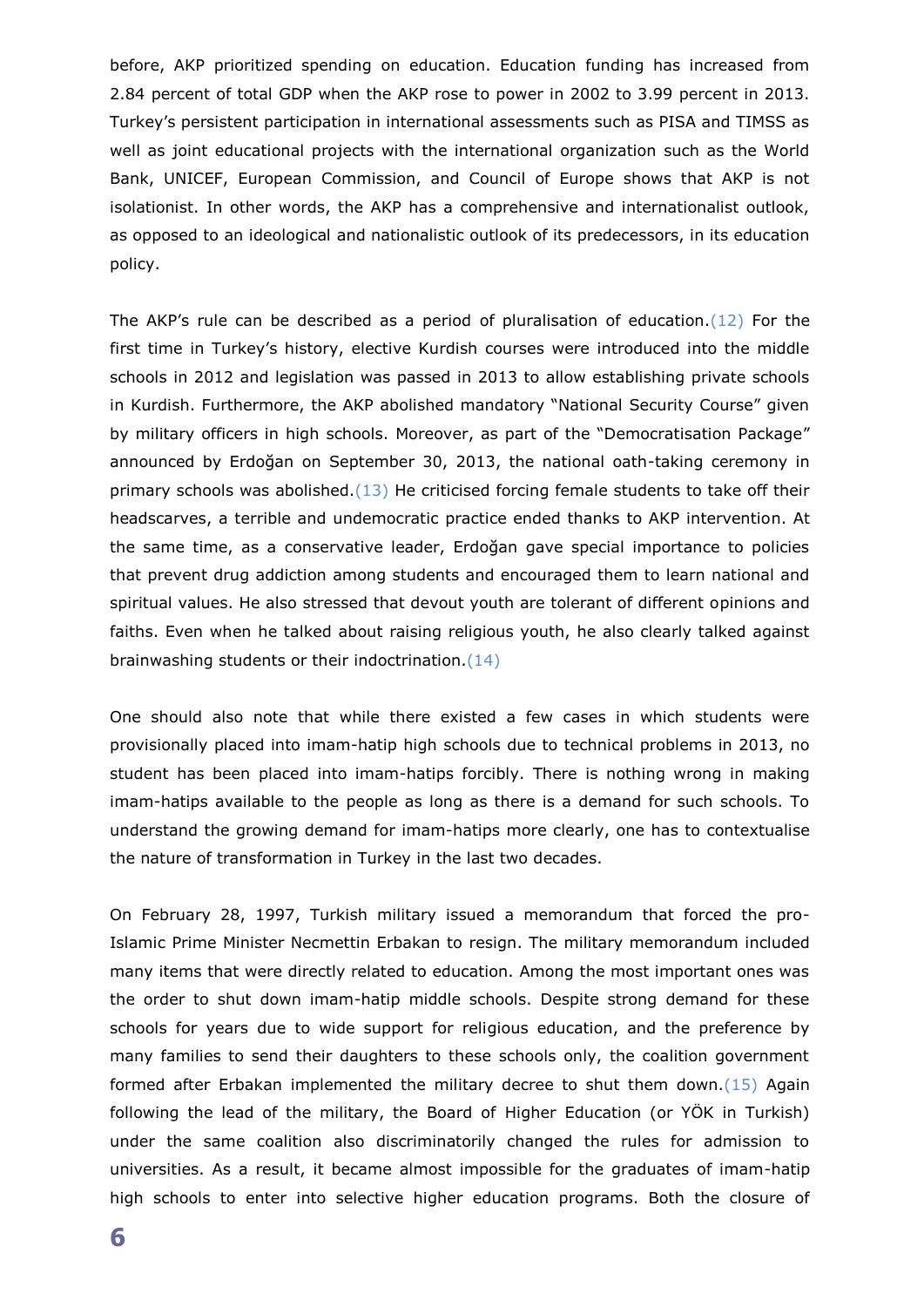before, AKP prioritized spending on education. Education funding has increased from 2.84 percent of total GDP when the AKP rose to power in 2002 to 3.99 percent in 2013. Turkey's persistent participation in international assessments such as PISA and TIMSS as well as joint educational projects with the international organization such as the World Bank, UNICEF, European Commission, and Council of Europe shows that AKP is not isolationist. In other words, the AKP has a comprehensive and internationalist outlook, as opposed to an ideological and nationalistic outlook of its predecessors, in its education policy.

The AKP's rule can be described as a period of pluralisation of education.(12) For the first time in Turkey's history, elective Kurdish courses were introduced into the middle schools in 2012 and legislation was passed in 2013 to allow establishing private schools in Kurdish. Furthermore, the AKP abolished mandatory "National Security Course" given by military officers in high schools. Moreover, as part of the "Democratisation Package" announced by Erdoğan on September 30, 2013, the national oath-taking ceremony in primary schools was abolished.(13) He criticised forcing female students to take off their headscarves, a terrible and undemocratic practice ended thanks to AKP intervention. At the same time, as a conservative leader, Erdoğan gave special importance to policies that prevent drug addiction among students and encouraged them to learn national and spiritual values. He also stressed that devout youth are tolerant of different opinions and faiths. Even when he talked about raising religious youth, he also clearly talked against brainwashing students or their indoctrination.(14)

One should also note that while there existed a few cases in which students were provisionally placed into imam-hatip high schools due to technical problems in 2013, no student has been placed into imam-hatips forcibly. There is nothing wrong in making imam-hatips available to the people as long as there is a demand for such schools. To understand the growing demand for imam-hatips more clearly, one has to contextualise the nature of transformation in Turkey in the last two decades.

On February 28, 1997, Turkish military issued a memorandum that forced the pro-Islamic Prime Minister Necmettin Erbakan to resign. The military memorandum included many items that were directly related to education. Among the most important ones was the order to shut down imam-hatip middle schools. Despite strong demand for these schools for years due to wide support for religious education, and the preference by many families to send their daughters to these schools only, the coalition government formed after Erbakan implemented the military decree to shut them down.(15) Again following the lead of the military, the Board of Higher Education (or YÖK in Turkish) under the same coalition also discriminatorily changed the rules for admission to universities. As a result, it became almost impossible for the graduates of imam-hatip high schools to enter into selective higher education programs. Both the closure of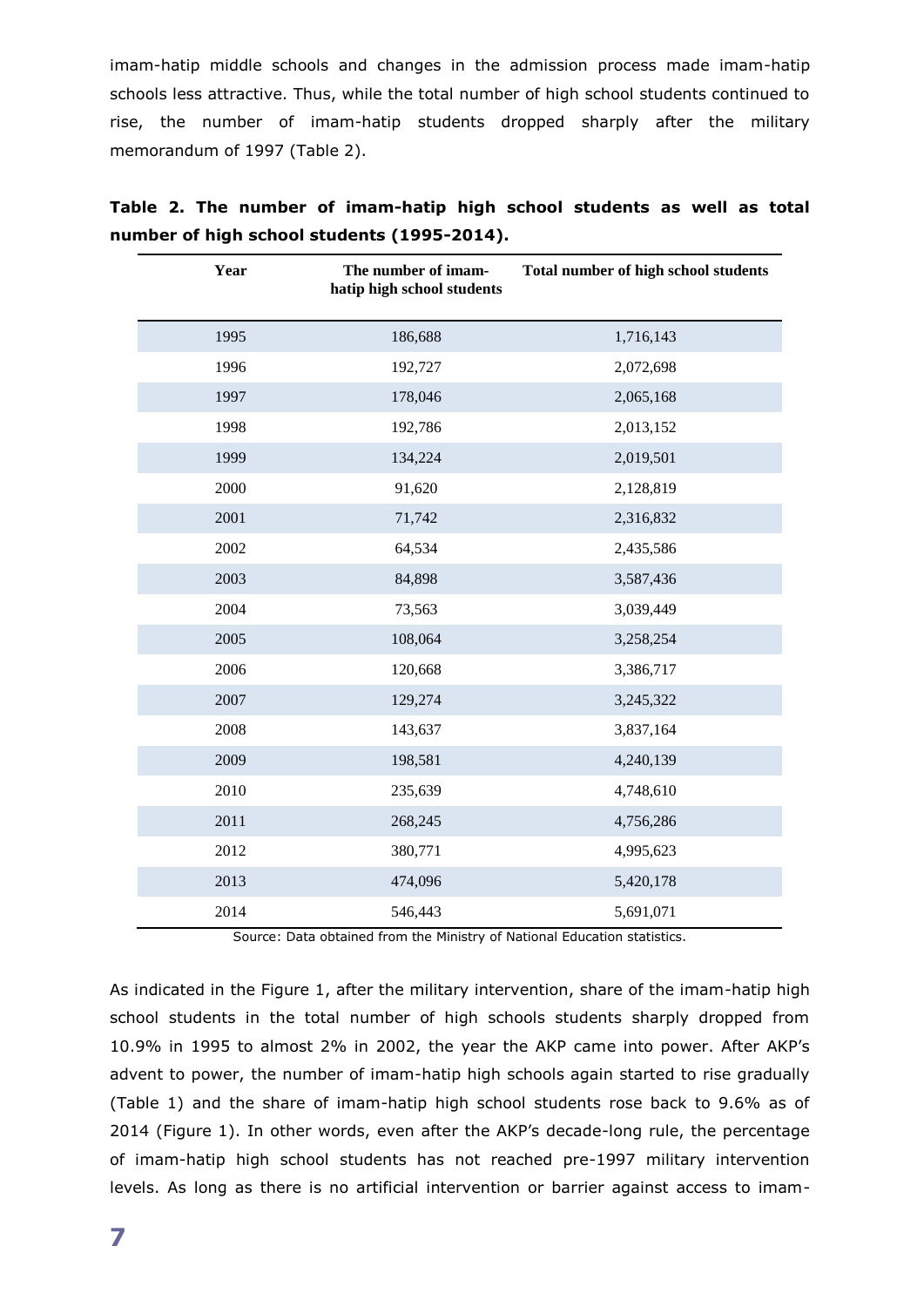imam-hatip middle schools and changes in the admission process made imam-hatip schools less attractive. Thus, while the total number of high school students continued to rise, the number of imam-hatip students dropped sharply after the military memorandum of 1997 (Table 2).

**Table 2. The number of imam-hatip high school students as well as total number of high school students (1995-2014).**

| Year | The number of imam-hatip high school students | Total number of high school students |
|---|---|---|
| 1995 | 186,688 | 1,716,143 |
| 1996 | 192,727 | 2,072,698 |
| 1997 | 178,046 | 2,065,168 |
| 1998 | 192,786 | 2,013,152 |
| 1999 | 134,224 | 2,019,501 |
| 2000 | 91,620 | 2,128,819 |
| 2001 | 71,742 | 2,316,832 |
| 2002 | 64,534 | 2,435,586 |
| 2003 | 84,898 | 3,587,436 |
| 2004 | 73,563 | 3,039,449 |
| 2005 | 108,064 | 3,258,254 |
| 2006 | 120,668 | 3,386,717 |
| 2007 | 129,274 | 3,245,322 |
| 2008 | 143,637 | 3,837,164 |
| 2009 | 198,581 | 4,240,139 |
| 2010 | 235,639 | 4,748,610 |
| 2011 | 268,245 | 4,756,286 |
| 2012 | 380,771 | 4,995,623 |
| 2013 | 474,096 | 5,420,178 |
| 2014 | 546,443 | 5,691,071 |

Source: Data obtained from the Ministry of National Education statistics.

As indicated in the Figure 1, after the military intervention, share of the imam-hatip high school students in the total number of high schools students sharply dropped from 10.9% in 1995 to almost 2% in 2002, the year the AKP came into power. After AKP's advent to power, the number of imam-hatip high schools again started to rise gradually (Table 1) and the share of imam-hatip high school students rose back to 9.6% as of 2014 (Figure 1). In other words, even after the AKP's decade-long rule, the percentage of imam-hatip high school students has not reached pre-1997 military intervention levels. As long as there is no artificial intervention or barrier against access to imam-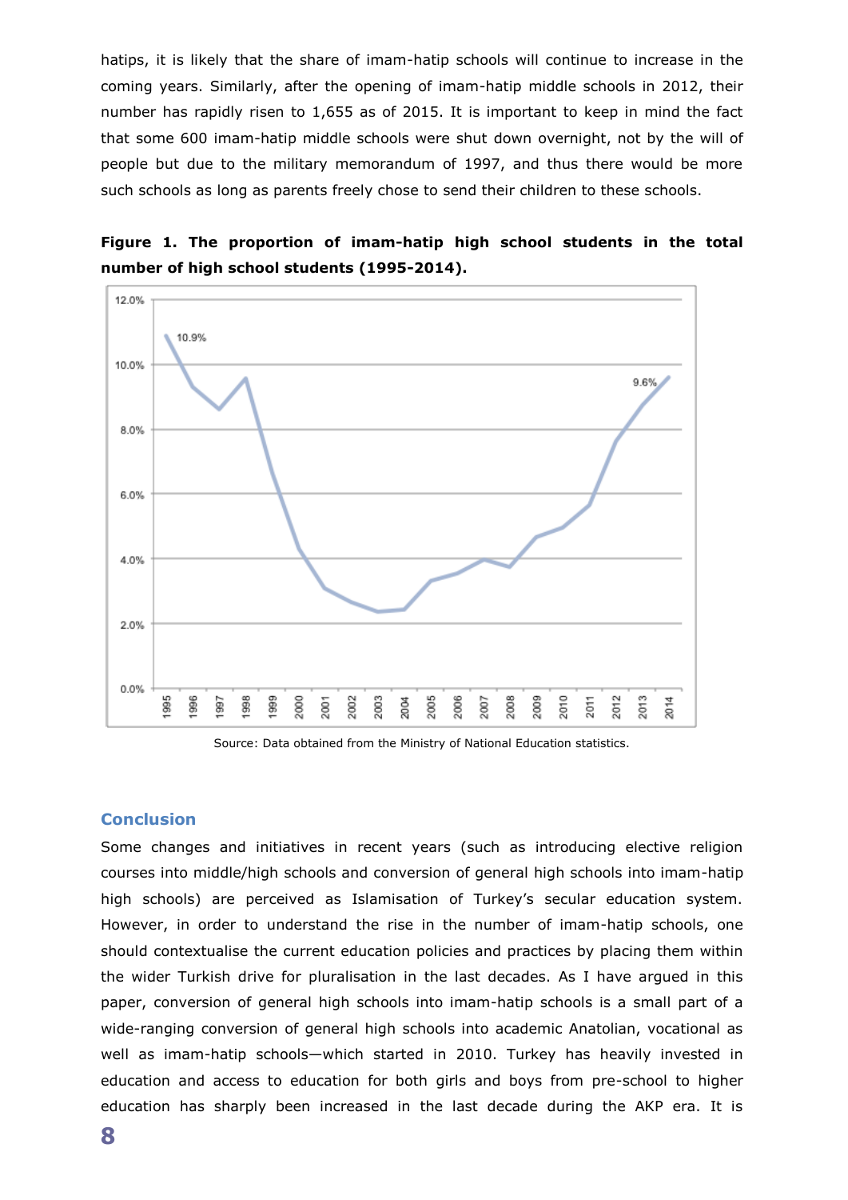hatips, it is likely that the share of imam-hatip schools will continue to increase in the coming years. Similarly, after the opening of imam-hatip middle schools in 2012, their number has rapidly risen to 1,655 as of 2015. It is important to keep in mind the fact that some 600 imam-hatip middle schools were shut down overnight, not by the will of people but due to the military memorandum of 1997, and thus there would be more such schools as long as parents freely chose to send their children to these schools.

**Figure 1. The proportion of imam-hatip high school students in the total number of high school students (1995-2014).**

Source: Data obtained from the Ministry of National Education statistics.

## Conclusion

Some changes and initiatives in recent years (such as introducing elective religion courses into middle/high schools and conversion of general high schools into imam-hatip high schools) are perceived as Islamisation of Turkey's secular education system. However, in order to understand the rise in the number of imam-hatip schools, one should contextualise the current education policies and practices by placing them within the wider Turkish drive for pluralisation in the last decades. As I have argued in this paper, conversion of general high schools into imam-hatip schools is a small part of a wide-ranging conversion of general high schools into academic Anatolian, vocational as well as imam-hatip schools—which started in 2010. Turkey has heavily invested in education and access to education for both girls and boys from pre-school to higher education has sharply been increased in the last decade during the AKP era. It is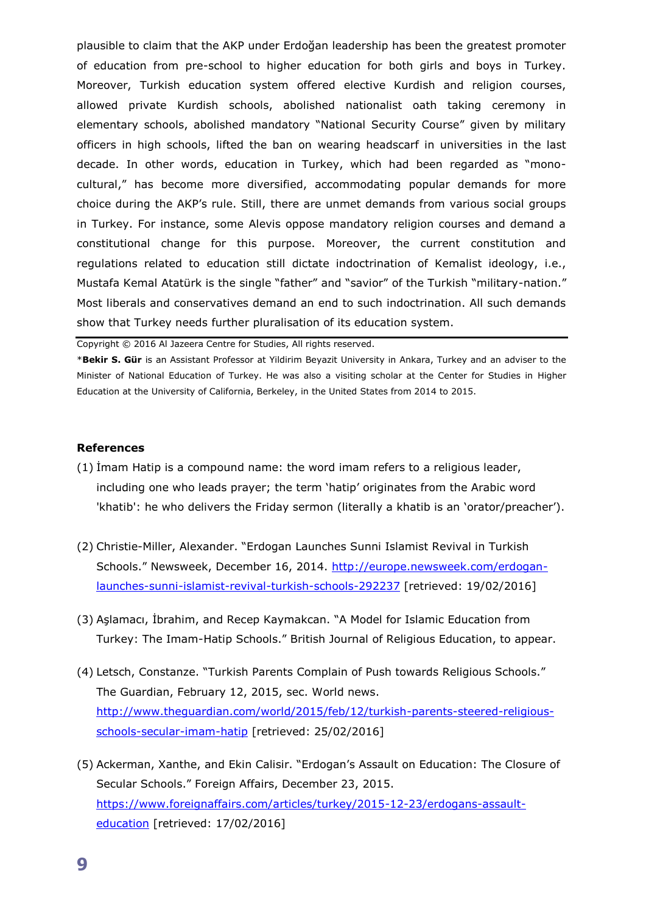plausible to claim that the AKP under Erdoğan leadership has been the greatest promoter of education from pre-school to higher education for both girls and boys in Turkey. Moreover, Turkish education system offered elective Kurdish and religion courses, allowed private Kurdish schools, abolished nationalist oath taking ceremony in elementary schools, abolished mandatory "National Security Course" given by military officers in high schools, lifted the ban on wearing headscarf in universities in the last decade. In other words, education in Turkey, which had been regarded as "mono-cultural," has become more diversified, accommodating popular demands for more choice during the AKP's rule. Still, there are unmet demands from various social groups in Turkey. For instance, some Alevis oppose mandatory religion courses and demand a constitutional change for this purpose. Moreover, the current constitution and regulations related to education still dictate indoctrination of Kemalist ideology, i.e., Mustafa Kemal Atatürk is the single "father" and "savior" of the Turkish "military-nation." Most liberals and conservatives demand an end to such indoctrination. All such demands show that Turkey needs further pluralisation of its education system.

---

Copyright © 2016 Al Jazeera Centre for Studies, All rights reserved.

*__Bekir S. Gür__ is an Assistant Professor at Yildirim Beyazit University in Ankara, Turkey and an adviser to the Minister of National Education of Turkey. He was also a visiting scholar at the Center for Studies in Higher Education at the University of California, Berkeley, in the United States from 2014 to 2015.

**References**

(1) İmam Hatip is a compound name: the word imam refers to a religious leader, including one who leads prayer; the term 'hatip' originates from the Arabic word 'khatib': he who delivers the Friday sermon (literally a khatib is an 'orator/preacher').

(2) Christie-Miller, Alexander. "Erdogan Launches Sunni Islamist Revival in Turkish Schools." Newsweek, December 16, 2014. http://europe.newsweek.com/erdogan-launches-sunni-islamist-revival-turkish-schools-292237 [retrieved: 19/02/2016]

(3) Aşlamacı, İbrahim, and Recep Kaymakcan. "A Model for Islamic Education from Turkey: The Imam-Hatip Schools." British Journal of Religious Education, to appear.

(4) Letsch, Constanze. "Turkish Parents Complain of Push towards Religious Schools." The Guardian, February 12, 2015, sec. World news. http://www.theguardian.com/world/2015/feb/12/turkish-parents-steered-religious-schools-secular-imam-hatip [retrieved: 25/02/2016]

(5) Ackerman, Xanthe, and Ekin Calisir. "Erdogan's Assault on Education: The Closure of Secular Schools." Foreign Affairs, December 23, 2015. https://www.foreignaffairs.com/articles/turkey/2015-12-23/erdogans-assault-education [retrieved: 17/02/2016]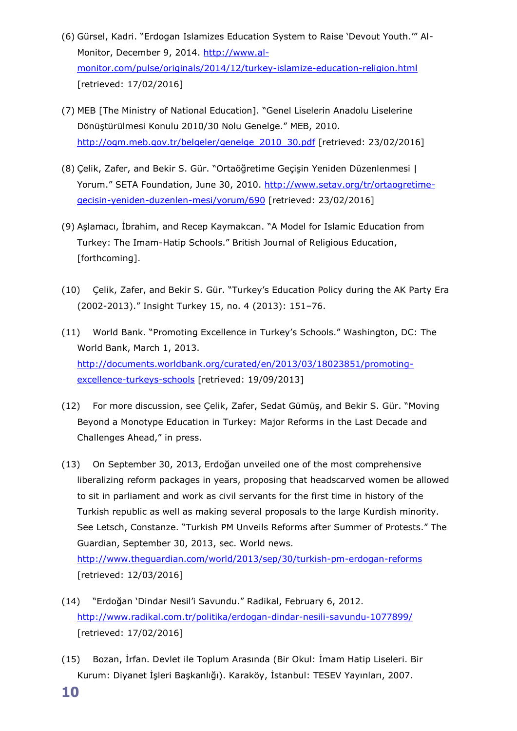(6) Gürsel, Kadri. "Erdogan Islamizes Education System to Raise 'Devout Youth.'" Al-Monitor, December 9, 2014. http://www.al-monitor.com/pulse/originals/2014/12/turkey-islamize-education-religion.html [retrieved: 17/02/2016]

(7) MEB [The Ministry of National Education]. "Genel Liselerin Anadolu Liselerine Dönüştürülmesi Konulu 2010/30 Nolu Genelge." MEB, 2010. http://ogm.meb.gov.tr/belgeler/genelge_2010_30.pdf [retrieved: 23/02/2016]

(8) Çelik, Zafer, and Bekir S. Gür. "Ortaöğretime Geçişin Yeniden Düzenlenmesi | Yorum." SETA Foundation, June 30, 2010. http://www.setav.org/tr/ortaogretime-gecisin-yeniden-duzenlen-mesi/yorum/690 [retrieved: 23/02/2016]

(9) Aşlamacı, İbrahim, and Recep Kaymakcan. "A Model for Islamic Education from Turkey: The Imam-Hatip Schools." British Journal of Religious Education, [forthcoming].

(10) Çelik, Zafer, and Bekir S. Gür. "Turkey's Education Policy during the AK Party Era (2002-2013)." Insight Turkey 15, no. 4 (2013): 151–76.

(11) World Bank. "Promoting Excellence in Turkey's Schools." Washington, DC: The World Bank, March 1, 2013. http://documents.worldbank.org/curated/en/2013/03/18023851/promoting-excellence-turkeys-schools [retrieved: 19/09/2013]

(12) For more discussion, see Çelik, Zafer, Sedat Gümüş, and Bekir S. Gür. "Moving Beyond a Monotype Education in Turkey: Major Reforms in the Last Decade and Challenges Ahead," in press.

(13) On September 30, 2013, Erdoğan unveiled one of the most comprehensive liberalizing reform packages in years, proposing that headscarved women be allowed to sit in parliament and work as civil servants for the first time in history of the Turkish republic as well as making several proposals to the large Kurdish minority. See Letsch, Constanze. "Turkish PM Unveils Reforms after Summer of Protests." The Guardian, September 30, 2013, sec. World news. http://www.theguardian.com/world/2013/sep/30/turkish-pm-erdogan-reforms [retrieved: 12/03/2016]

(14) "Erdoğan 'Dindar Nesil'i Savundu." Radikal, February 6, 2012. http://www.radikal.com.tr/politika/erdogan-dindar-nesili-savundu-1077899/ [retrieved: 17/02/2016]

(15) Bozan, İrfan. Devlet ile Toplum Arasında (Bir Okul: İmam Hatip Liseleri. Bir Kurum: Diyanet İşleri Başkanlığı). Karaköy, İstanbul: TESEV Yayınları, 2007.